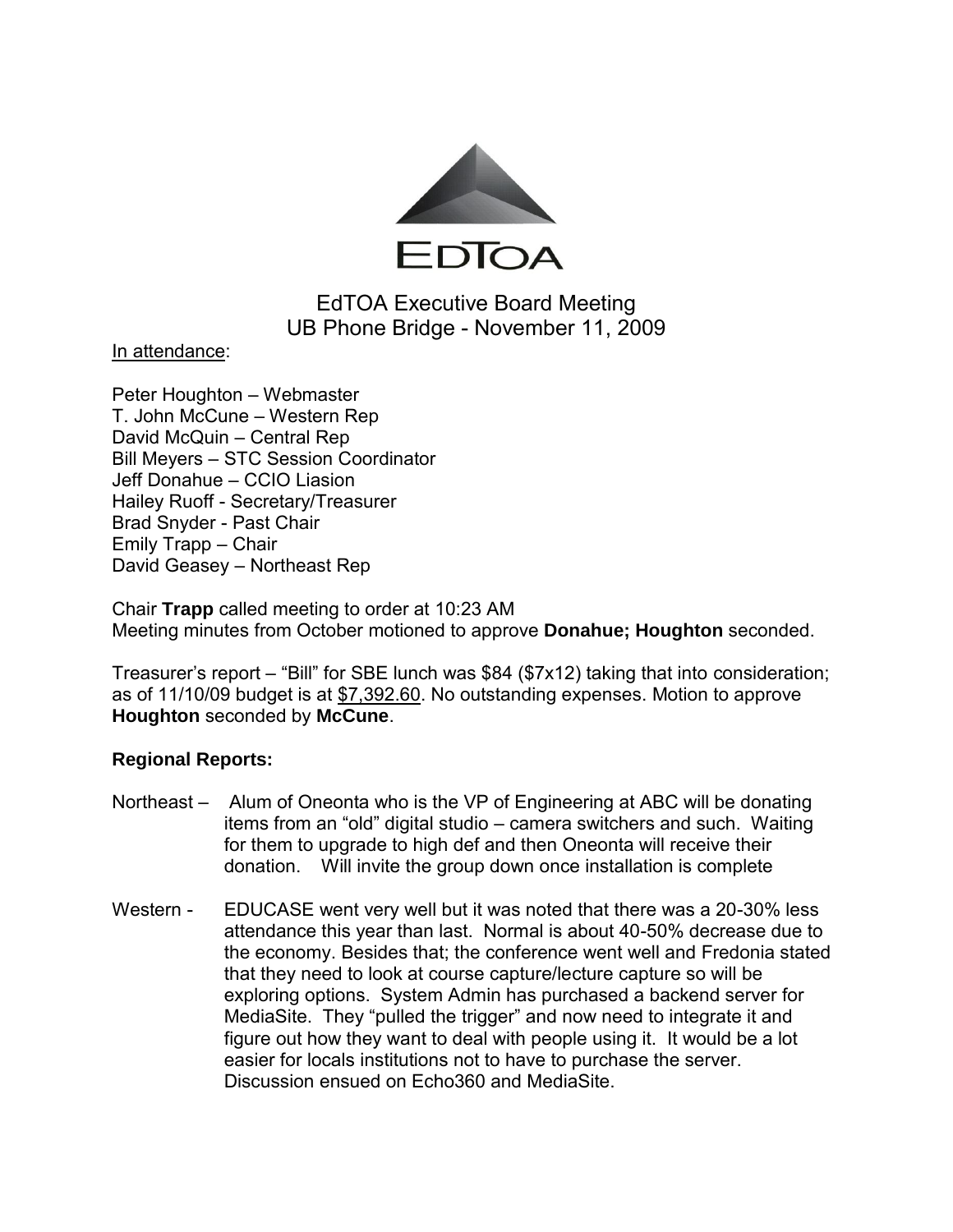EDTOA

# EdTOA Executive Board Meeting
## UB Phone Bridge - November 11, 2009

In attendance:

Peter Houghton – Webmaster
T. John McCune – Western Rep
David McQuin – Central Rep
Bill Meyers – STC Session Coordinator
Jeff Donahue – CCIO Liasion
Hailey Ruoff - Secretary/Treasurer
Brad Snyder - Past Chair
Emily Trapp – Chair
David Geasey – Northeast Rep

Chair **Trapp** called meeting to order at 10:23 AM
Meeting minutes from October motioned to approve **Donahue; Houghton** seconded.

Treasurer's report – "Bill" for SBE lunch was $84 ($7x12) taking that into consideration; as of 11/10/09 budget is at $7,392.60. No outstanding expenses. Motion to approve **Houghton** seconded by **McCune**.

**Regional Reports:**

Northeast – Alum of Oneonta who is the VP of Engineering at ABC will be donating items from an "old" digital studio – camera switchers and such. Waiting for them to upgrade to high def and then Oneonta will receive their donation. Will invite the group down once installation is complete

Western - EDUCASE went very well but it was noted that there was a 20-30% less attendance this year than last. Normal is about 40-50% decrease due to the economy. Besides that; the conference went well and Fredonia stated that they need to look at course capture/lecture capture so will be exploring options. System Admin has purchased a backend server for MediaSite. They "pulled the trigger" and now need to integrate it and figure out how they want to deal with people using it. It would be a lot easier for locals institutions not to have to purchase the server. Discussion ensued on Echo360 and MediaSite.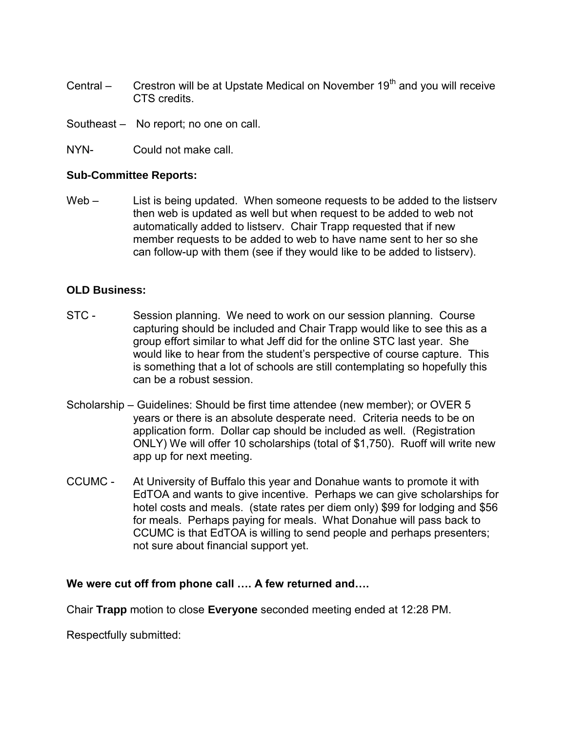Central – Crestron will be at Upstate Medical on November 19th and you will receive CTS credits.

Southeast – No report; no one on call.

NYN- Could not make call.

**Sub-Committee Reports:**

Web – List is being updated. When someone requests to be added to the listserv then web is updated as well but when request to be added to web not automatically added to listserv. Chair Trapp requested that if new member requests to be added to web to have name sent to her so she can follow-up with them (see if they would like to be added to listserv).

**OLD Business:**

STC - Session planning. We need to work on our session planning. Course capturing should be included and Chair Trapp would like to see this as a group effort similar to what Jeff did for the online STC last year. She would like to hear from the student's perspective of course capture. This is something that a lot of schools are still contemplating so hopefully this can be a robust session.

Scholarship – Guidelines: Should be first time attendee (new member); or OVER 5 years or there is an absolute desperate need. Criteria needs to be on application form. Dollar cap should be included as well. (Registration ONLY) We will offer 10 scholarships (total of $1,750). Ruoff will write new app up for next meeting.

CCUMC - At University of Buffalo this year and Donahue wants to promote it with EdTOA and wants to give incentive. Perhaps we can give scholarships for hotel costs and meals. (state rates per diem only) $99 for lodging and $56 for meals. Perhaps paying for meals. What Donahue will pass back to CCUMC is that EdTOA is willing to send people and perhaps presenters; not sure about financial support yet.

**We were cut off from phone call …. A few returned and….**

Chair **Trapp** motion to close **Everyone** seconded meeting ended at 12:28 PM.

Respectfully submitted: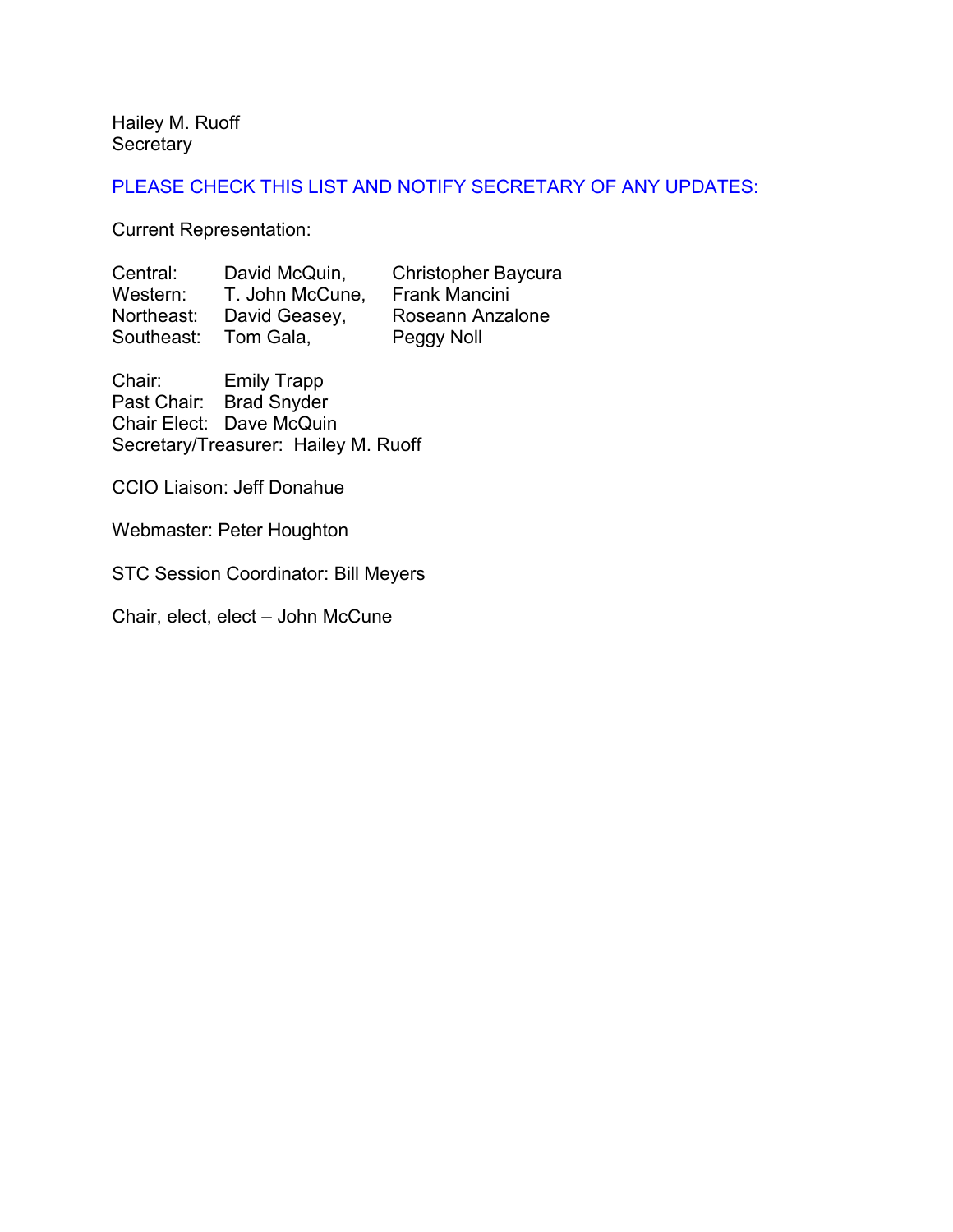Hailey M. Ruoff
Secretary

PLEASE CHECK THIS LIST AND NOTIFY SECRETARY OF ANY UPDATES:

Current Representation:

| | | |
|---|---|---|
| Central: | David McQuin, | Christopher Baycura |
| Western: | T. John McCune, | Frank Mancini |
| Northeast: | David Geasey, | Roseann Anzalone |
| Southeast: | Tom Gala, | Peggy Noll |

Chair: Emily Trapp
Past Chair: Brad Snyder
Chair Elect: Dave McQuin
Secretary/Treasurer: Hailey M. Ruoff

CCIO Liaison: Jeff Donahue

Webmaster: Peter Houghton

STC Session Coordinator: Bill Meyers

Chair, elect, elect – John McCune